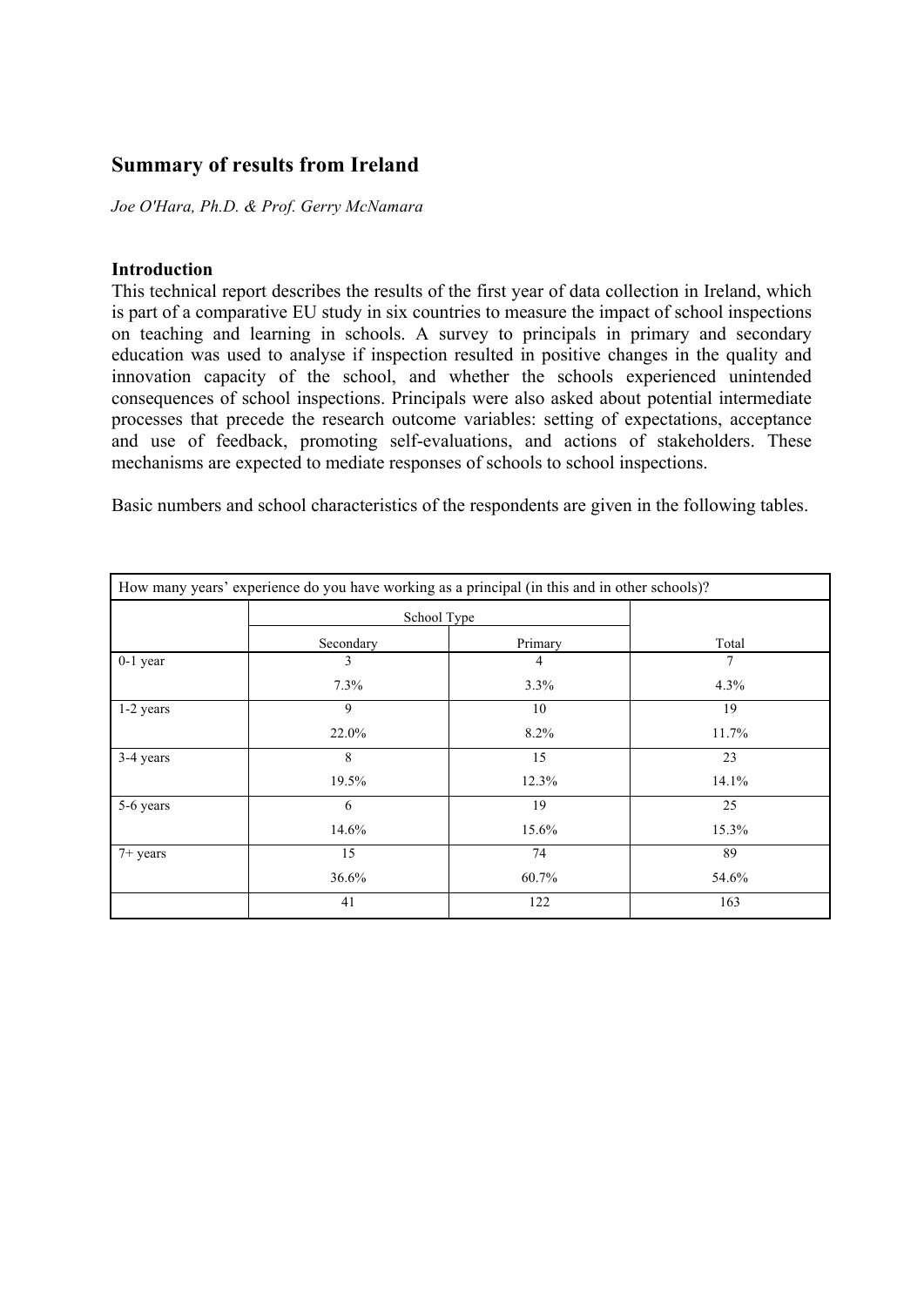## Summary of results from Ireland

*Joe O'Hara, Ph.D. & Prof. Gerry McNamara*

### Introduction

This technical report describes the results of the first year of data collection in Ireland, which is part of a comparative EU study in six countries to measure the impact of school inspections on teaching and learning in schools. A survey to principals in primary and secondary education was used to analyse if inspection resulted in positive changes in the quality and innovation capacity of the school, and whether the schools experienced unintended consequences of school inspections. Principals were also asked about potential intermediate processes that precede the research outcome variables: setting of expectations, acceptance and use of feedback, promoting self-evaluations, and actions of stakeholders. These mechanisms are expected to mediate responses of schools to school inspections.

Basic numbers and school characteristics of the respondents are given in the following tables.

| How many years' experience do you have working as a principal (in this and in other schools)? | | | |
|---|---|---|---|
| | School Type | | |
| | Secondary | Primary | Total |
| 0-1 year | 3<br>7.3% | 4<br>3.3% | 7<br>4.3% |
| 1-2 years | 9<br>22.0% | 10<br>8.2% | 19<br>11.7% |
| 3-4 years | 8<br>19.5% | 15<br>12.3% | 23<br>14.1% |
| 5-6 years | 6<br>14.6% | 19<br>15.6% | 25<br>15.3% |
| 7+ years | 15<br>36.6% | 74<br>60.7% | 89<br>54.6% |
| | 41 | 122 | 163 |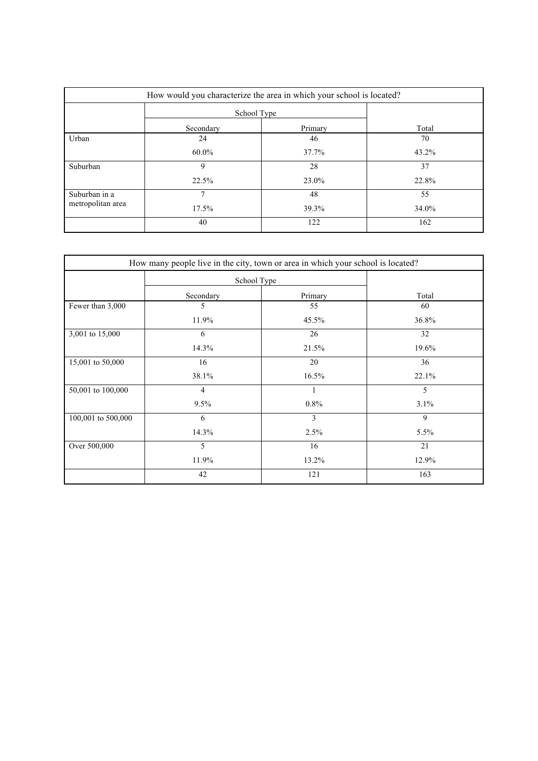| How would you characterize the area in which your school is located? | | | |
|---|---|---|---|
| | School Type | | |
| | Secondary | Primary | Total |
| Urban | 24 | 46 | 70 |
| | 60.0% | 37.7% | 43.2% |
| Suburban | 9 | 28 | 37 |
| | 22.5% | 23.0% | 22.8% |
| Suburban in a metropolitan area | 7 | 48 | 55 |
| | 17.5% | 39.3% | 34.0% |
| | 40 | 122 | 162 |

| How many people live in the city, town or area in which your school is located? | | | |
|---|---|---|---|
| | School Type | | |
| | Secondary | Primary | Total |
| Fewer than 3,000 | 5 | 55 | 60 |
| | 11.9% | 45.5% | 36.8% |
| 3,001 to 15,000 | 6 | 26 | 32 |
| | 14.3% | 21.5% | 19.6% |
| 15,001 to 50,000 | 16 | 20 | 36 |
| | 38.1% | 16.5% | 22.1% |
| 50,001 to 100,000 | 4 | 1 | 5 |
| | 9.5% | 0.8% | 3.1% |
| 100,001 to 500,000 | 6 | 3 | 9 |
| | 14.3% | 2.5% | 5.5% |
| Over 500,000 | 5 | 16 | 21 |
| | 11.9% | 13.2% | 12.9% |
| | 42 | 121 | 163 |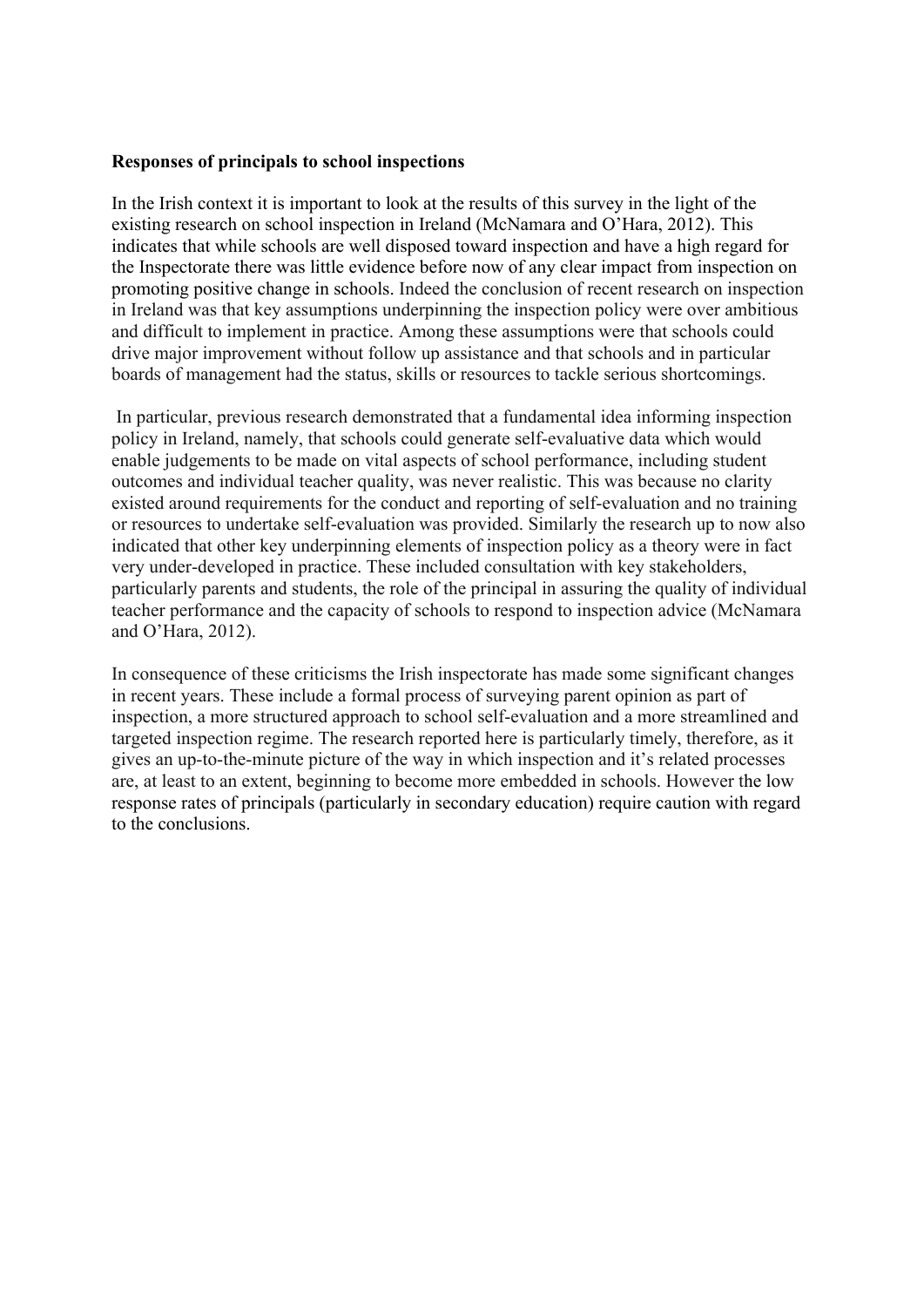**Responses of principals to school inspections**

In the Irish context it is important to look at the results of this survey in the light of the existing research on school inspection in Ireland (McNamara and O'Hara, 2012). This indicates that while schools are well disposed toward inspection and have a high regard for the Inspectorate there was little evidence before now of any clear impact from inspection on promoting positive change in schools. Indeed the conclusion of recent research on inspection in Ireland was that key assumptions underpinning the inspection policy were over ambitious and difficult to implement in practice. Among these assumptions were that schools could drive major improvement without follow up assistance and that schools and in particular boards of management had the status, skills or resources to tackle serious shortcomings.

In particular, previous research demonstrated that a fundamental idea informing inspection policy in Ireland, namely, that schools could generate self-evaluative data which would enable judgements to be made on vital aspects of school performance, including student outcomes and individual teacher quality, was never realistic. This was because no clarity existed around requirements for the conduct and reporting of self-evaluation and no training or resources to undertake self-evaluation was provided. Similarly the research up to now also indicated that other key underpinning elements of inspection policy as a theory were in fact very under-developed in practice. These included consultation with key stakeholders, particularly parents and students, the role of the principal in assuring the quality of individual teacher performance and the capacity of schools to respond to inspection advice (McNamara and O'Hara, 2012).

In consequence of these criticisms the Irish inspectorate has made some significant changes in recent years. These include a formal process of surveying parent opinion as part of inspection, a more structured approach to school self-evaluation and a more streamlined and targeted inspection regime. The research reported here is particularly timely, therefore, as it gives an up-to-the-minute picture of the way in which inspection and it's related processes are, at least to an extent, beginning to become more embedded in schools. However the low response rates of principals (particularly in secondary education) require caution with regard to the conclusions.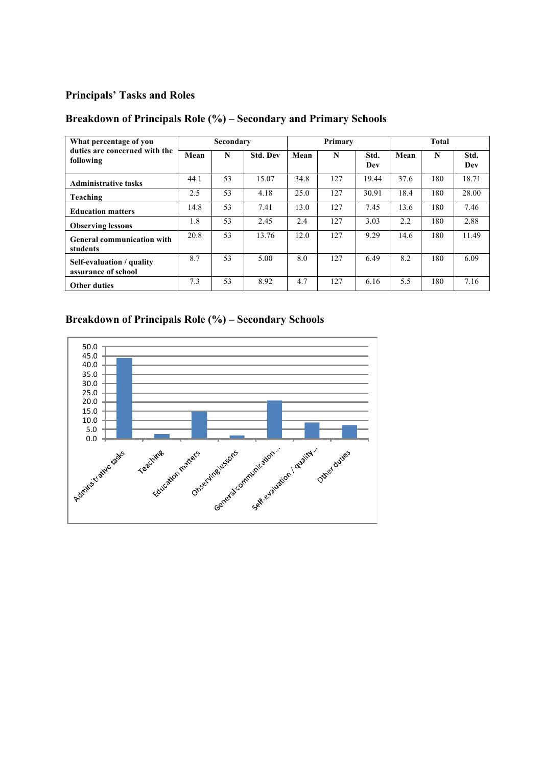## Principals' Tasks and Roles

### Breakdown of Principals Role (%) – Secondary and Primary Schools

| What percentage of you duties are concerned with the following | Secondary | | | Primary | | | Total | | |
|---|---|---|---|---|---|---|---|---|---|
| | Mean | N | Std. Dev | Mean | N | Std. Dev | Mean | N | Std. Dev |
| **Administrative tasks** | 44.1 | 53 | 15.07 | 34.8 | 127 | 19.44 | 37.6 | 180 | 18.71 |
| **Teaching** | 2.5 | 53 | 4.18 | 25.0 | 127 | 30.91 | 18.4 | 180 | 28.00 |
| **Education matters** | 14.8 | 53 | 7.41 | 13.0 | 127 | 7.45 | 13.6 | 180 | 7.46 |
| **Observing lessons** | 1.8 | 53 | 2.45 | 2.4 | 127 | 3.03 | 2.2 | 180 | 2.88 |
| **General communication with students** | 20.8 | 53 | 13.76 | 12.0 | 127 | 9.29 | 14.6 | 180 | 11.49 |
| **Self-evaluation / quality assurance of school** | 8.7 | 53 | 5.00 | 8.0 | 127 | 6.49 | 8.2 | 180 | 6.09 |
| **Other duties** | 7.3 | 53 | 8.92 | 4.7 | 127 | 6.16 | 5.5 | 180 | 7.16 |

### Breakdown of Principals Role (%) – Secondary Schools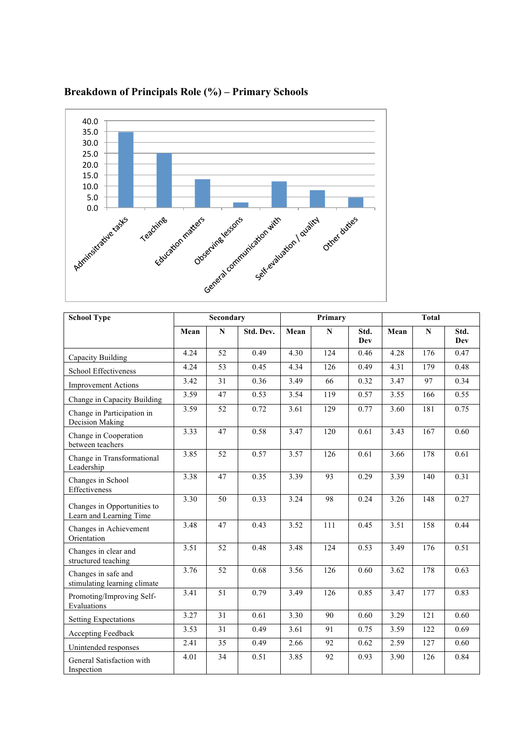**Breakdown of Principals Role (%) – Primary Schools**

| School Type | Secondary | | | Primary | | | Total | | |
|---|---|---|---|---|---|---|---|---|---|
| | Mean | N | Std. Dev. | Mean | N | Std. Dev | Mean | N | Std. Dev |
| Capacity Building | 4.24 | 52 | 0.49 | 4.30 | 124 | 0.46 | 4.28 | 176 | 0.47 |
| School Effectiveness | 4.24 | 53 | 0.45 | 4.34 | 126 | 0.49 | 4.31 | 179 | 0.48 |
| Improvement Actions | 3.42 | 31 | 0.36 | 3.49 | 66 | 0.32 | 3.47 | 97 | 0.34 |
| Change in Capacity Building | 3.59 | 47 | 0.53 | 3.54 | 119 | 0.57 | 3.55 | 166 | 0.55 |
| Change in Participation in Decision Making | 3.59 | 52 | 0.72 | 3.61 | 129 | 0.77 | 3.60 | 181 | 0.75 |
| Change in Cooperation between teachers | 3.33 | 47 | 0.58 | 3.47 | 120 | 0.61 | 3.43 | 167 | 0.60 |
| Change in Transformational Leadership | 3.85 | 52 | 0.57 | 3.57 | 126 | 0.61 | 3.66 | 178 | 0.61 |
| Changes in School Effectiveness | 3.38 | 47 | 0.35 | 3.39 | 93 | 0.29 | 3.39 | 140 | 0.31 |
| Changes in Opportunities to Learn and Learning Time | 3.30 | 50 | 0.33 | 3.24 | 98 | 0.24 | 3.26 | 148 | 0.27 |
| Changes in Achievement Orientation | 3.48 | 47 | 0.43 | 3.52 | 111 | 0.45 | 3.51 | 158 | 0.44 |
| Changes in clear and structured teaching | 3.51 | 52 | 0.48 | 3.48 | 124 | 0.53 | 3.49 | 176 | 0.51 |
| Changes in safe and stimulating learning climate | 3.76 | 52 | 0.68 | 3.56 | 126 | 0.60 | 3.62 | 178 | 0.63 |
| Promoting/Improving Self-Evaluations | 3.41 | 51 | 0.79 | 3.49 | 126 | 0.85 | 3.47 | 177 | 0.83 |
| Setting Expectations | 3.27 | 31 | 0.61 | 3.30 | 90 | 0.60 | 3.29 | 121 | 0.60 |
| Accepting Feedback | 3.53 | 31 | 0.49 | 3.61 | 91 | 0.75 | 3.59 | 122 | 0.69 |
| Unintended responses | 2.41 | 35 | 0.49 | 2.66 | 92 | 0.62 | 2.59 | 127 | 0.60 |
| General Satisfaction with Inspection | 4.01 | 34 | 0.51 | 3.85 | 92 | 0.93 | 3.90 | 126 | 0.84 |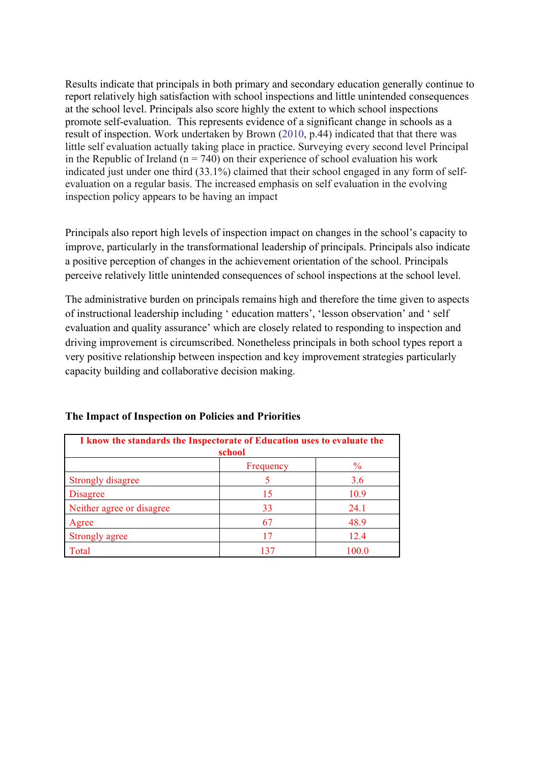Results indicate that principals in both primary and secondary education generally continue to report relatively high satisfaction with school inspections and little unintended consequences at the school level. Principals also score highly the extent to which school inspections promote self-evaluation. This represents evidence of a significant change in schools as a result of inspection. Work undertaken by Brown (2010, p.44) indicated that that there was little self evaluation actually taking place in practice. Surveying every second level Principal in the Republic of Ireland (n = 740) on their experience of school evaluation his work indicated just under one third (33.1%) claimed that their school engaged in any form of self-evaluation on a regular basis. The increased emphasis on self evaluation in the evolving inspection policy appears to be having an impact

Principals also report high levels of inspection impact on changes in the school's capacity to improve, particularly in the transformational leadership of principals. Principals also indicate a positive perception of changes in the achievement orientation of the school. Principals perceive relatively little unintended consequences of school inspections at the school level.

The administrative burden on principals remains high and therefore the time given to aspects of instructional leadership including ' education matters', 'lesson observation' and ' self evaluation and quality assurance' which are closely related to responding to inspection and driving improvement is circumscribed. Nonetheless principals in both school types report a very positive relationship between inspection and key improvement strategies particularly capacity building and collaborative decision making.

**The Impact of Inspection on Policies and Priorities**

| **I know the standards the Inspectorate of Education uses to evaluate the school** | | |
|---|---|---|
| | Frequency | % |
| Strongly disagree | 5 | 3.6 |
| Disagree | 15 | 10.9 |
| Neither agree or disagree | 33 | 24.1 |
| Agree | 67 | 48.9 |
| Strongly agree | 17 | 12.4 |
| Total | 137 | 100.0 |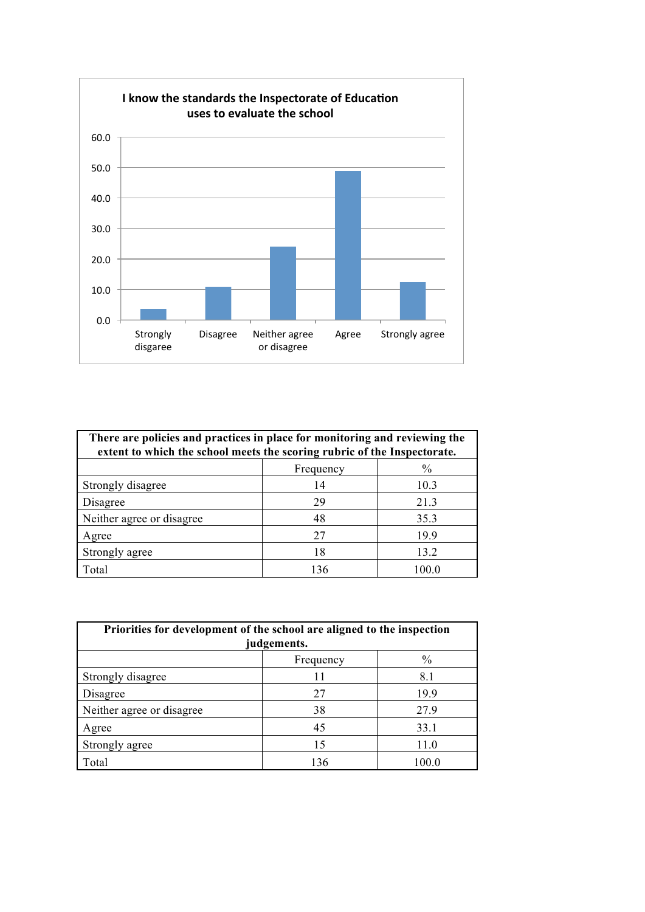I know the standards the Inspectorate of Education uses to evaluate the school

60.0
50.0
40.0
30.0
20.0
10.0
0.0

Strongly disgaree | Disagree | Neither agree or disagree | Agree | Strongly agree

| There are policies and practices in place for monitoring and reviewing the extent to which the school meets the scoring rubric of the Inspectorate. | | |
|---|---|---|
| | Frequency | % |
| Strongly disagree | 14 | 10.3 |
| Disagree | 29 | 21.3 |
| Neither agree or disagree | 48 | 35.3 |
| Agree | 27 | 19.9 |
| Strongly agree | 18 | 13.2 |
| Total | 136 | 100.0 |

| Priorities for development of the school are aligned to the inspection judgements. | | |
|---|---|---|
| | Frequency | % |
| Strongly disagree | 11 | 8.1 |
| Disagree | 27 | 19.9 |
| Neither agree or disagree | 38 | 27.9 |
| Agree | 45 | 33.1 |
| Strongly agree | 15 | 11.0 |
| Total | 136 | 100.0 |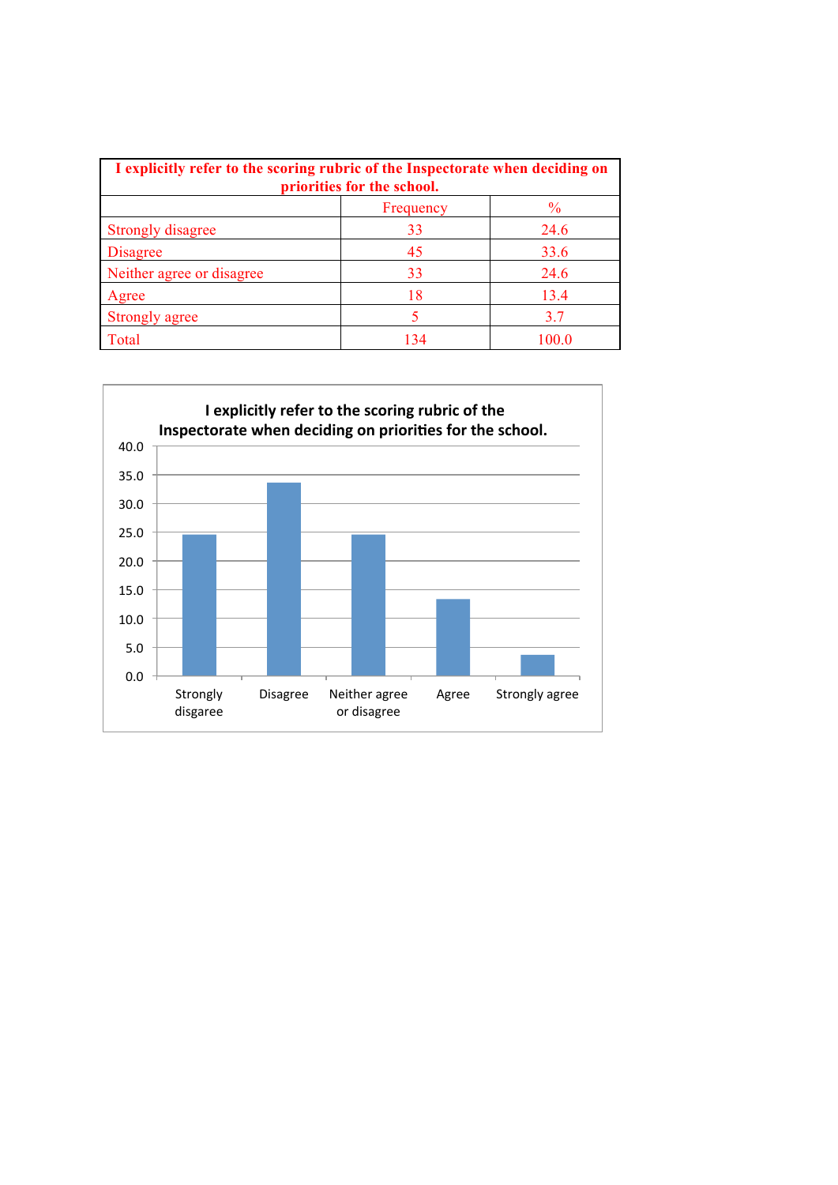| I explicitly refer to the scoring rubric of the Inspectorate when deciding on priorities for the school. | | |
|---|---|---|
| | Frequency | % |
| Strongly disagree | 33 | 24.6 |
| Disagree | 45 | 33.6 |
| Neither agree or disagree | 33 | 24.6 |
| Agree | 18 | 13.4 |
| Strongly agree | 5 | 3.7 |
| Total | 134 | 100.0 |

**I explicitly refer to the scoring rubric of the Inspectorate when deciding on priorities for the school.**

| Response | % |
|---|---|
| Strongly disagree | 24.6 |
| Disagree | 33.6 |
| Neither agree or disagree | 24.6 |
| Agree | 13.4 |
| Strongly agree | 3.7 |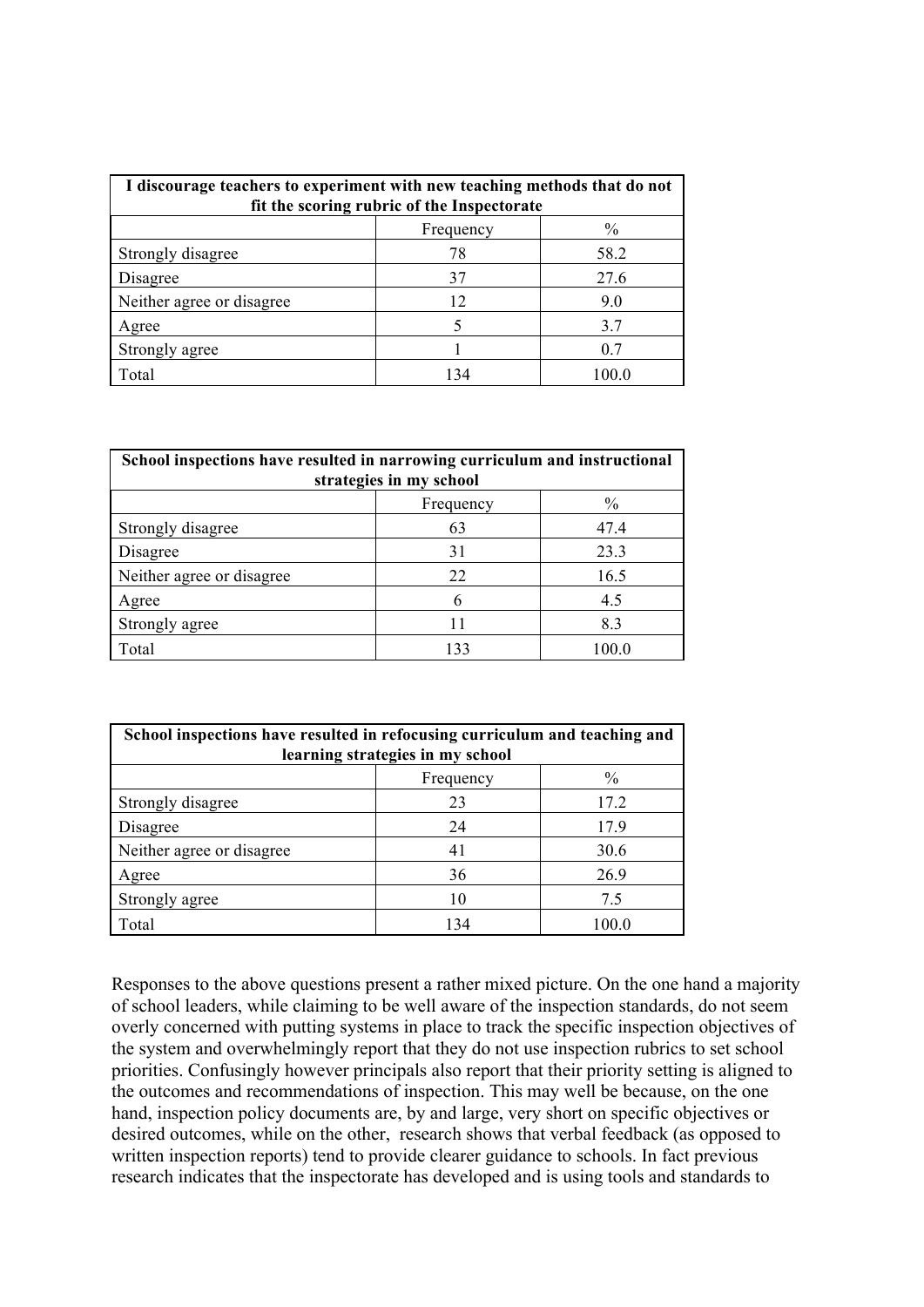| I discourage teachers to experiment with new teaching methods that do not fit the scoring rubric of the Inspectorate | | |
|---|---|---|
| | Frequency | % |
| Strongly disagree | 78 | 58.2 |
| Disagree | 37 | 27.6 |
| Neither agree or disagree | 12 | 9.0 |
| Agree | 5 | 3.7 |
| Strongly agree | 1 | 0.7 |
| Total | 134 | 100.0 |

| School inspections have resulted in narrowing curriculum and instructional strategies in my school | | |
|---|---|---|
| | Frequency | % |
| Strongly disagree | 63 | 47.4 |
| Disagree | 31 | 23.3 |
| Neither agree or disagree | 22 | 16.5 |
| Agree | 6 | 4.5 |
| Strongly agree | 11 | 8.3 |
| Total | 133 | 100.0 |

| School inspections have resulted in refocusing curriculum and teaching and learning strategies in my school | | |
|---|---|---|
| | Frequency | % |
| Strongly disagree | 23 | 17.2 |
| Disagree | 24 | 17.9 |
| Neither agree or disagree | 41 | 30.6 |
| Agree | 36 | 26.9 |
| Strongly agree | 10 | 7.5 |
| Total | 134 | 100.0 |

Responses to the above questions present a rather mixed picture. On the one hand a majority of school leaders, while claiming to be well aware of the inspection standards, do not seem overly concerned with putting systems in place to track the specific inspection objectives of the system and overwhelmingly report that they do not use inspection rubrics to set school priorities. Confusingly however principals also report that their priority setting is aligned to the outcomes and recommendations of inspection. This may well be because, on the one hand, inspection policy documents are, by and large, very short on specific objectives or desired outcomes, while on the other, research shows that verbal feedback (as opposed to written inspection reports) tend to provide clearer guidance to schools. In fact previous research indicates that the inspectorate has developed and is using tools and standards to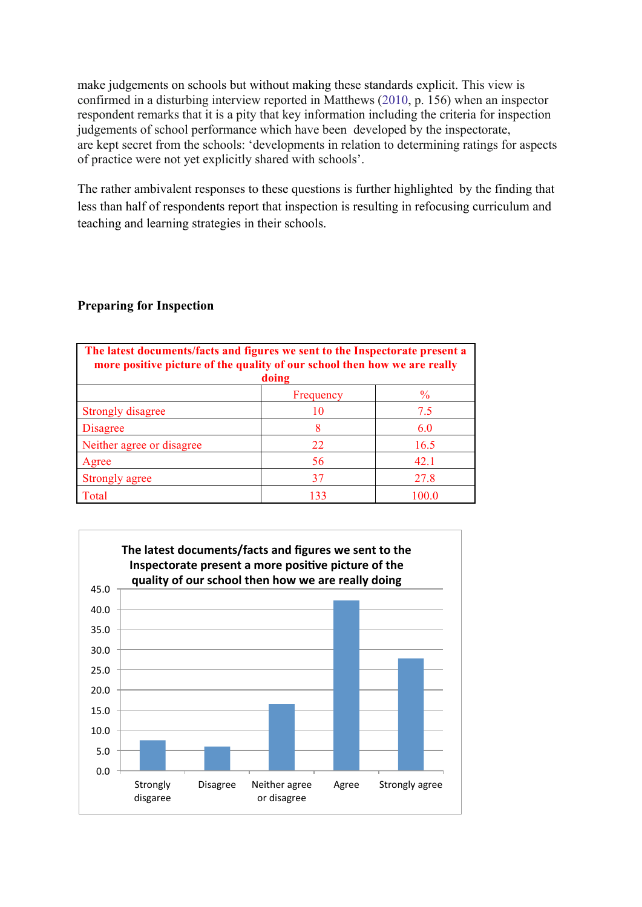make judgements on schools but without making these standards explicit. This view is confirmed in a disturbing interview reported in Matthews (2010, p. 156) when an inspector respondent remarks that it is a pity that key information including the criteria for inspection judgements of school performance which have been developed by the inspectorate, are kept secret from the schools: 'developments in relation to determining ratings for aspects of practice were not yet explicitly shared with schools'.

The rather ambivalent responses to these questions is further highlighted by the finding that less than half of respondents report that inspection is resulting in refocusing curriculum and teaching and learning strategies in their schools.

**Preparing for Inspection**

| **The latest documents/facts and figures we sent to the Inspectorate present a more positive picture of the quality of our school then how we are really doing** | | |
|---|---|---|
| | Frequency | % |
| Strongly disagree | 10 | 7.5 |
| Disagree | 8 | 6.0 |
| Neither agree or disagree | 22 | 16.5 |
| Agree | 56 | 42.1 |
| Strongly agree | 37 | 27.8 |
| Total | 133 | 100.0 |

**The latest documents/facts and figures we sent to the Inspectorate present a more positive picture of the quality of our school then how we are really doing**

| Response | % |
|---|---|
| Strongly disagree | 7.5 |
| Disagree | 6.0 |
| Neither agree or disagree | 16.5 |
| Agree | 42.1 |
| Strongly agree | 27.8 |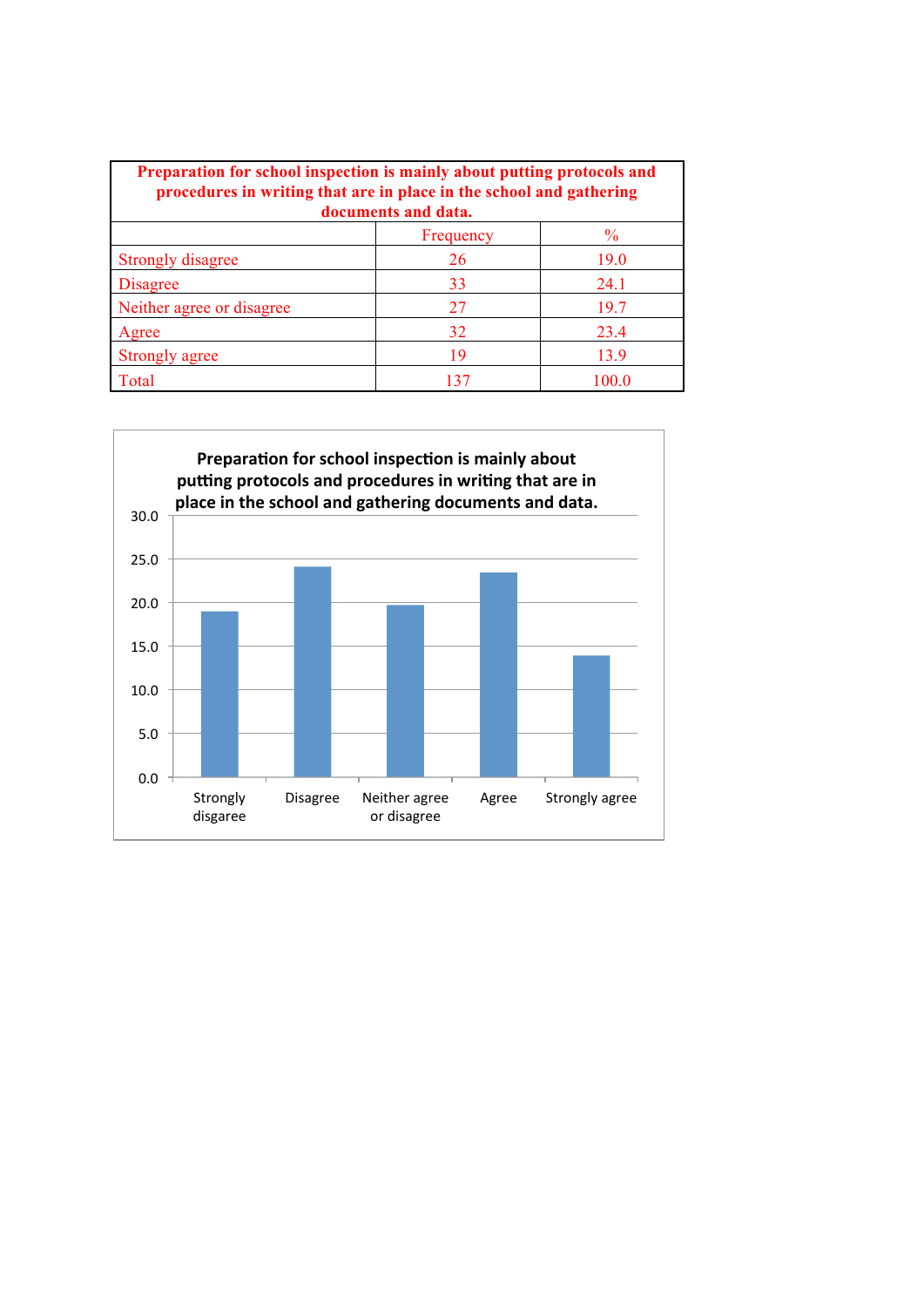| Preparation for school inspection is mainly about putting protocols and procedures in writing that are in place in the school and gathering documents and data. | | |
|---|---|---|
| | Frequency | % |
| Strongly disagree | 26 | 19.0 |
| Disagree | 33 | 24.1 |
| Neither agree or disagree | 27 | 19.7 |
| Agree | 32 | 23.4 |
| Strongly agree | 19 | 13.9 |
| Total | 137 | 100.0 |

**Preparation for school inspection is mainly about putting protocols and procedures in writing that are in place in the school and gathering documents and data.**

| Response | % |
|---|---|
| Strongly disagree | 19.0 |
| Disagree | 24.1 |
| Neither agree or disagree | 19.7 |
| Agree | 23.4 |
| Strongly agree | 13.9 |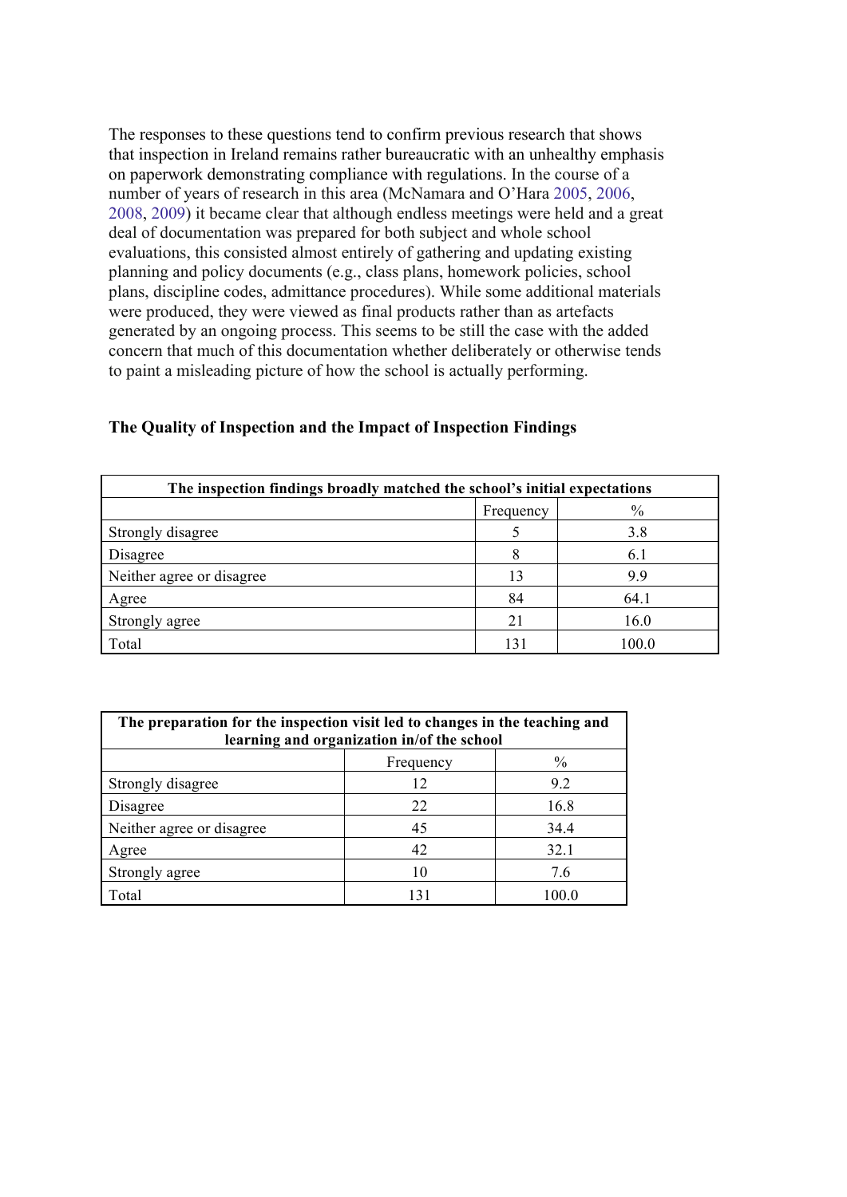The responses to these questions tend to confirm previous research that shows that inspection in Ireland remains rather bureaucratic with an unhealthy emphasis on paperwork demonstrating compliance with regulations. In the course of a number of years of research in this area (McNamara and O'Hara 2005, 2006, 2008, 2009) it became clear that although endless meetings were held and a great deal of documentation was prepared for both subject and whole school evaluations, this consisted almost entirely of gathering and updating existing planning and policy documents (e.g., class plans, homework policies, school plans, discipline codes, admittance procedures). While some additional materials were produced, they were viewed as final products rather than as artefacts generated by an ongoing process. This seems to be still the case with the added concern that much of this documentation whether deliberately or otherwise tends to paint a misleading picture of how the school is actually performing.

### The Quality of Inspection and the Impact of Inspection Findings

| The inspection findings broadly matched the school's initial expectations | | |
|---|---|---|
| | Frequency | % |
| Strongly disagree | 5 | 3.8 |
| Disagree | 8 | 6.1 |
| Neither agree or disagree | 13 | 9.9 |
| Agree | 84 | 64.1 |
| Strongly agree | 21 | 16.0 |
| Total | 131 | 100.0 |

| The preparation for the inspection visit led to changes in the teaching and learning and organization in/of the school | | |
|---|---|---|
| | Frequency | % |
| Strongly disagree | 12 | 9.2 |
| Disagree | 22 | 16.8 |
| Neither agree or disagree | 45 | 34.4 |
| Agree | 42 | 32.1 |
| Strongly agree | 10 | 7.6 |
| Total | 131 | 100.0 |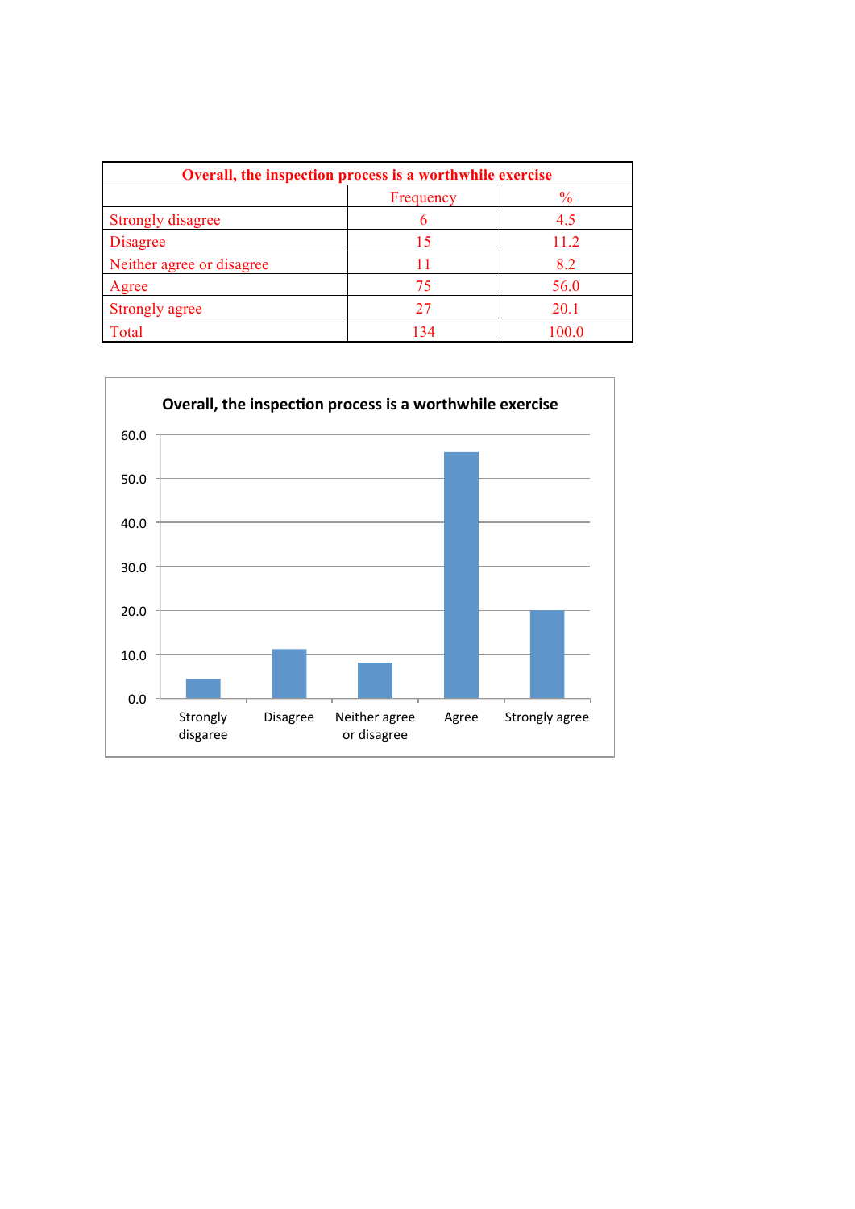| Overall, the inspection process is a worthwhile exercise | | |
|---|---|---|
| | Frequency | % |
| Strongly disagree | 6 | 4.5 |
| Disagree | 15 | 11.2 |
| Neither agree or disagree | 11 | 8.2 |
| Agree | 75 | 56.0 |
| Strongly agree | 27 | 20.1 |
| Total | 134 | 100.0 |

**Overall, the inspection process is a worthwhile exercise**

| Response | % |
|---|---|
| Strongly disgaree | 4.5 |
| Disagree | 11.2 |
| Neither agree or disagree | 8.2 |
| Agree | 56.0 |
| Strongly agree | 20.1 |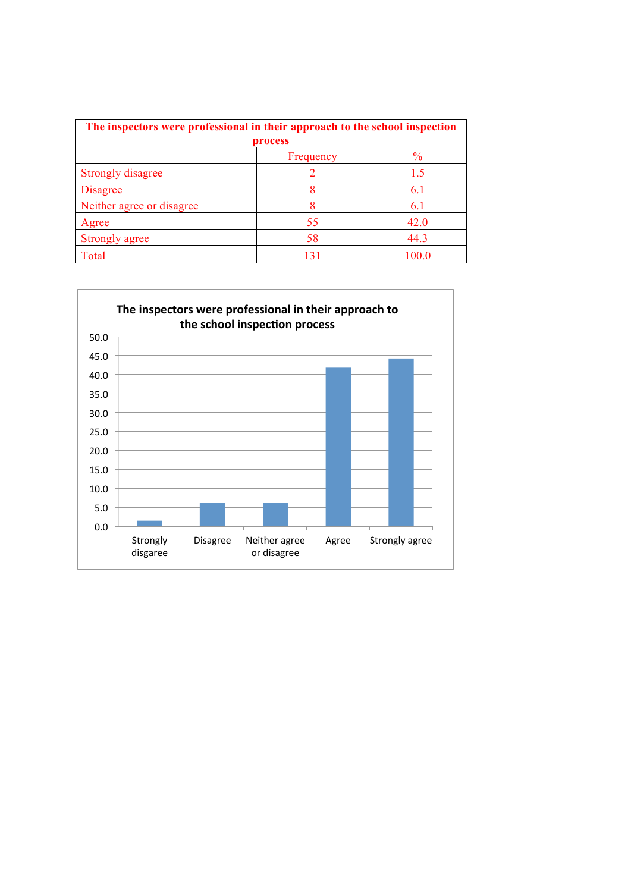| The inspectors were professional in their approach to the school inspection process | | |
|---|---|---|
| | Frequency | % |
| Strongly disagree | 2 | 1.5 |
| Disagree | 8 | 6.1 |
| Neither agree or disagree | 8 | 6.1 |
| Agree | 55 | 42.0 |
| Strongly agree | 58 | 44.3 |
| Total | 131 | 100.0 |

**The inspectors were professional in their approach to the school inspection process**

| Response | % |
|---|---|
| Strongly disagree | 1.5 |
| Disagree | 6.1 |
| Neither agree or disagree | 6.1 |
| Agree | 42.0 |
| Strongly agree | 44.3 |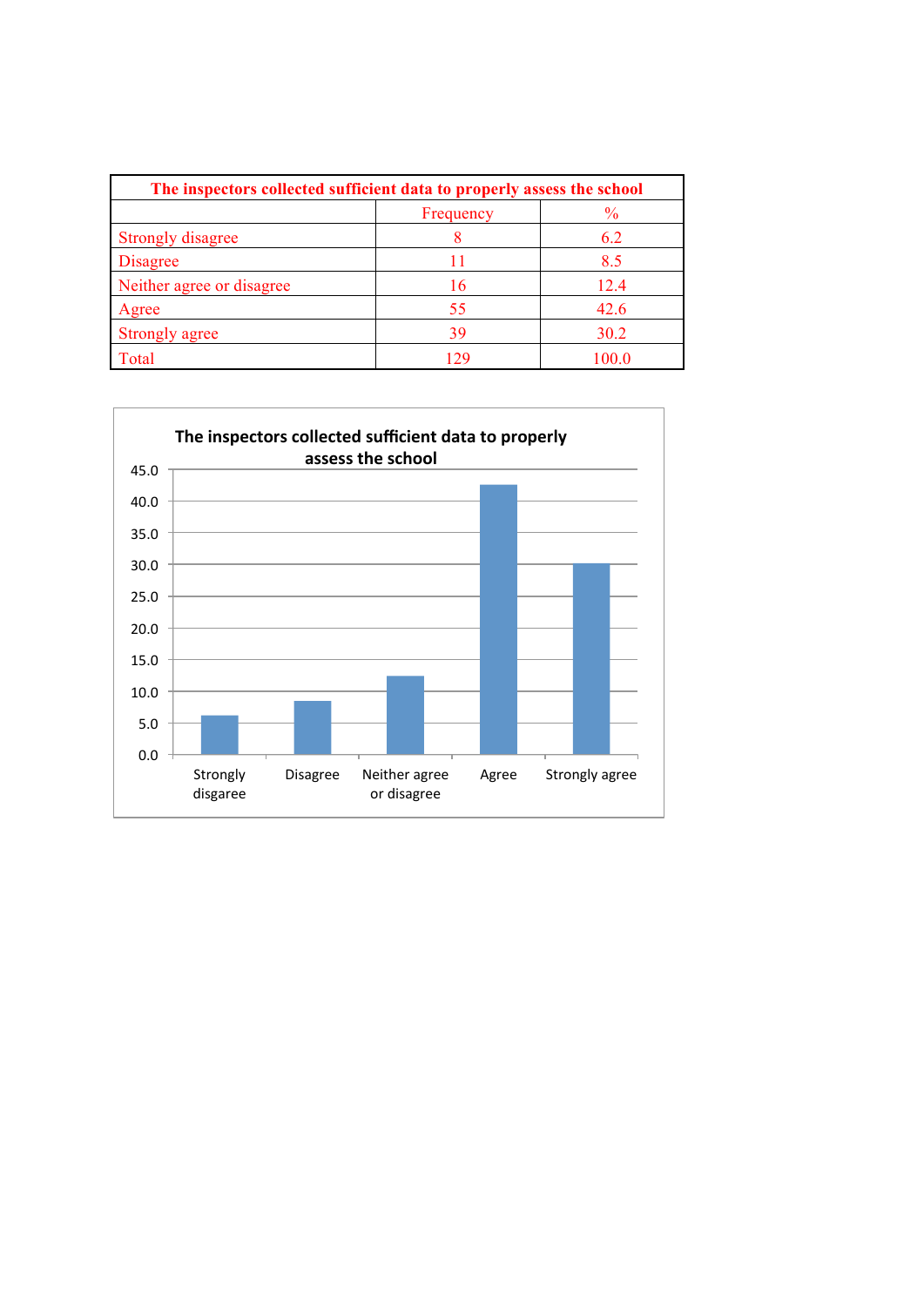| The inspectors collected sufficient data to properly assess the school | | |
|---|---|---|
| | Frequency | % |
| Strongly disagree | 8 | 6.2 |
| Disagree | 11 | 8.5 |
| Neither agree or disagree | 16 | 12.4 |
| Agree | 55 | 42.6 |
| Strongly agree | 39 | 30.2 |
| Total | 129 | 100.0 |

**The inspectors collected sufficient data to properly assess the school**

| Response | % |
|---|---|
| Strongly disgaree | 6.2 |
| Disagree | 8.5 |
| Neither agree or disagree | 12.4 |
| Agree | 42.6 |
| Strongly agree | 30.2 |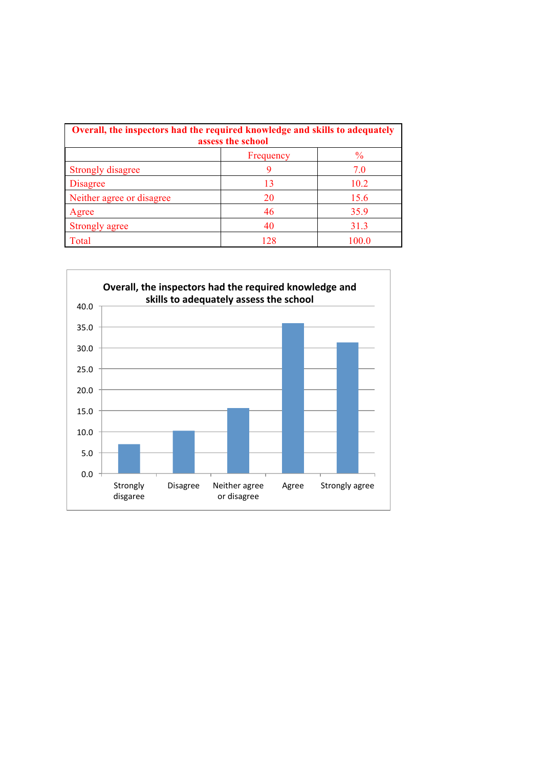| Overall, the inspectors had the required knowledge and skills to adequately assess the school | | |
|---|---|---|
| | Frequency | % |
| Strongly disagree | 9 | 7.0 |
| Disagree | 13 | 10.2 |
| Neither agree or disagree | 20 | 15.6 |
| Agree | 46 | 35.9 |
| Strongly agree | 40 | 31.3 |
| Total | 128 | 100.0 |

**Overall, the inspectors had the required knowledge and skills to adequately assess the school**

| Response | % |
|---|---|
| Strongly disgaree | 7.0 |
| Disagree | 10.2 |
| Neither agree or disagree | 15.6 |
| Agree | 35.9 |
| Strongly agree | 31.3 |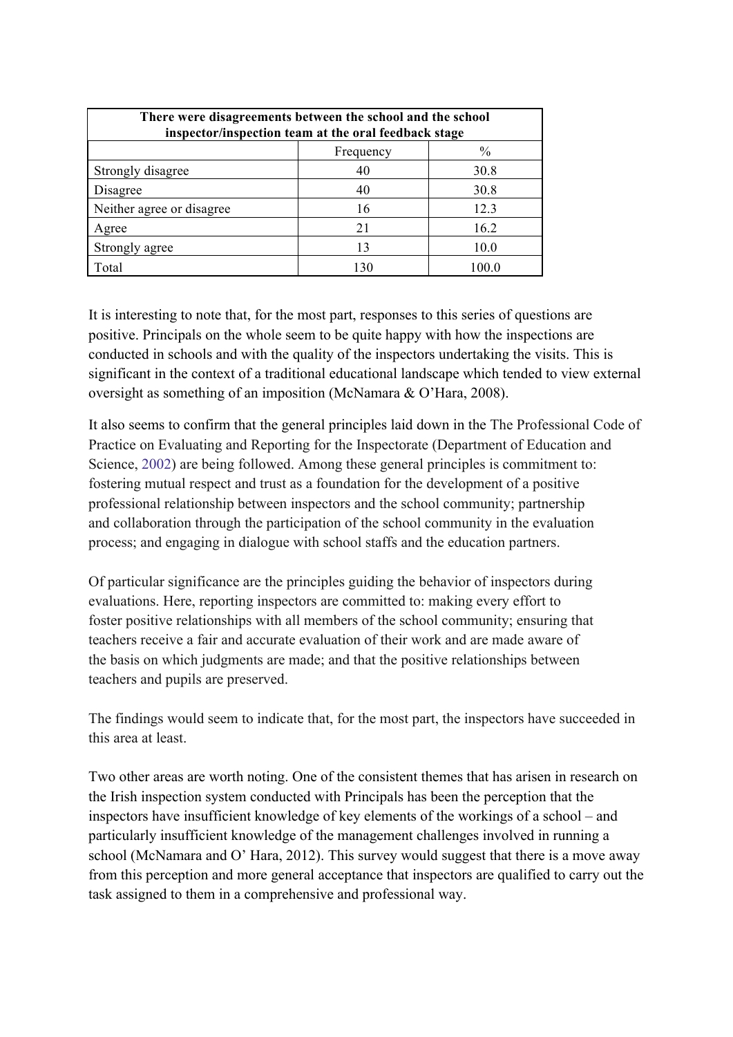| There were disagreements between the school and the school inspector/inspection team at the oral feedback stage | | |
|---|---|---|
| | Frequency | % |
| Strongly disagree | 40 | 30.8 |
| Disagree | 40 | 30.8 |
| Neither agree or disagree | 16 | 12.3 |
| Agree | 21 | 16.2 |
| Strongly agree | 13 | 10.0 |
| Total | 130 | 100.0 |

It is interesting to note that, for the most part, responses to this series of questions are positive. Principals on the whole seem to be quite happy with how the inspections are conducted in schools and with the quality of the inspectors undertaking the visits. This is significant in the context of a traditional educational landscape which tended to view external oversight as something of an imposition (McNamara & O'Hara, 2008).

It also seems to confirm that the general principles laid down in the The Professional Code of Practice on Evaluating and Reporting for the Inspectorate (Department of Education and Science, 2002) are being followed. Among these general principles is commitment to: fostering mutual respect and trust as a foundation for the development of a positive professional relationship between inspectors and the school community; partnership and collaboration through the participation of the school community in the evaluation process; and engaging in dialogue with school staffs and the education partners.

Of particular significance are the principles guiding the behavior of inspectors during evaluations. Here, reporting inspectors are committed to: making every effort to foster positive relationships with all members of the school community; ensuring that teachers receive a fair and accurate evaluation of their work and are made aware of the basis on which judgments are made; and that the positive relationships between teachers and pupils are preserved.

The findings would seem to indicate that, for the most part, the inspectors have succeeded in this area at least.

Two other areas are worth noting. One of the consistent themes that has arisen in research on the Irish inspection system conducted with Principals has been the perception that the inspectors have insufficient knowledge of key elements of the workings of a school – and particularly insufficient knowledge of the management challenges involved in running a school (McNamara and O' Hara, 2012). This survey would suggest that there is a move away from this perception and more general acceptance that inspectors are qualified to carry out the task assigned to them in a comprehensive and professional way.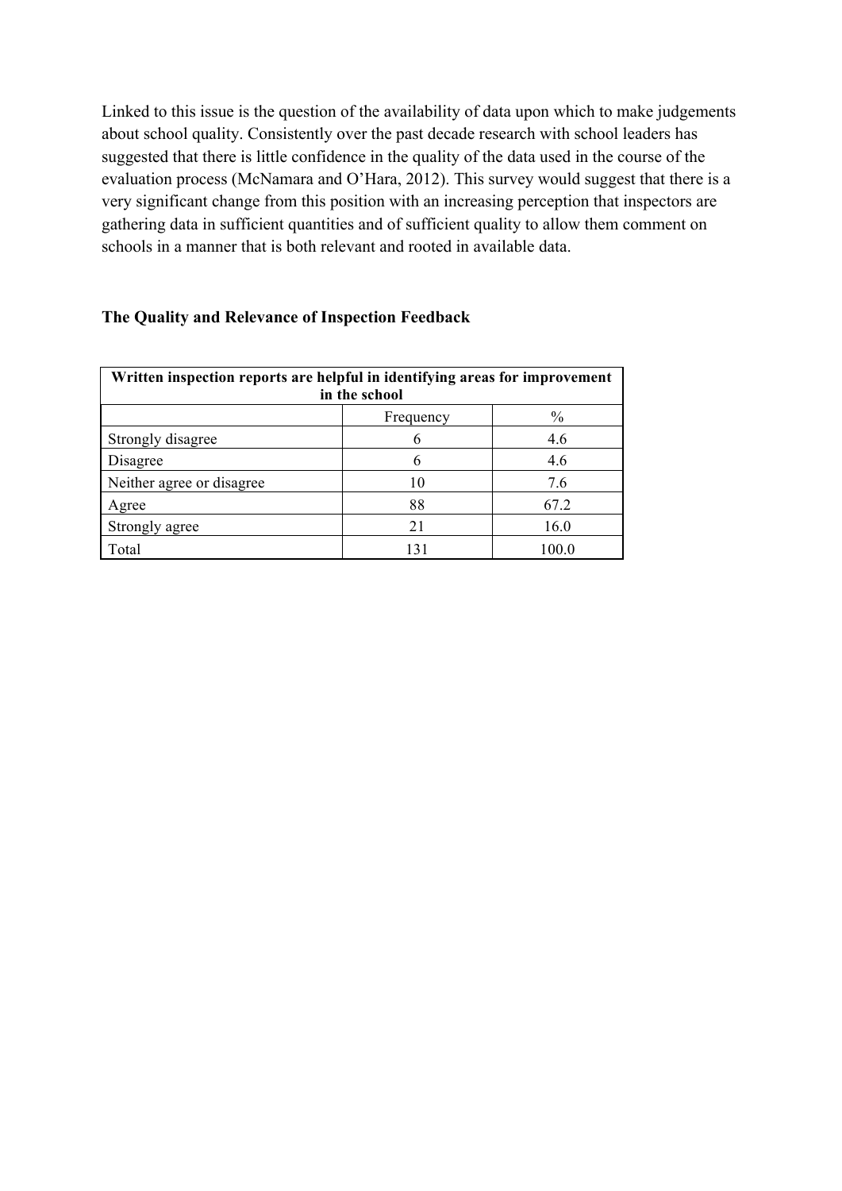Linked to this issue is the question of the availability of data upon which to make judgements about school quality. Consistently over the past decade research with school leaders has suggested that there is little confidence in the quality of the data used in the course of the evaluation process (McNamara and O'Hara, 2012). This survey would suggest that there is a very significant change from this position with an increasing perception that inspectors are gathering data in sufficient quantities and of sufficient quality to allow them comment on schools in a manner that is both relevant and rooted in available data.

## The Quality and Relevance of Inspection Feedback

| **Written inspection reports are helpful in identifying areas for improvement in the school** | | |
|---|---|---|
| | Frequency | % |
| Strongly disagree | 6 | 4.6 |
| Disagree | 6 | 4.6 |
| Neither agree or disagree | 10 | 7.6 |
| Agree | 88 | 67.2 |
| Strongly agree | 21 | 16.0 |
| Total | 131 | 100.0 |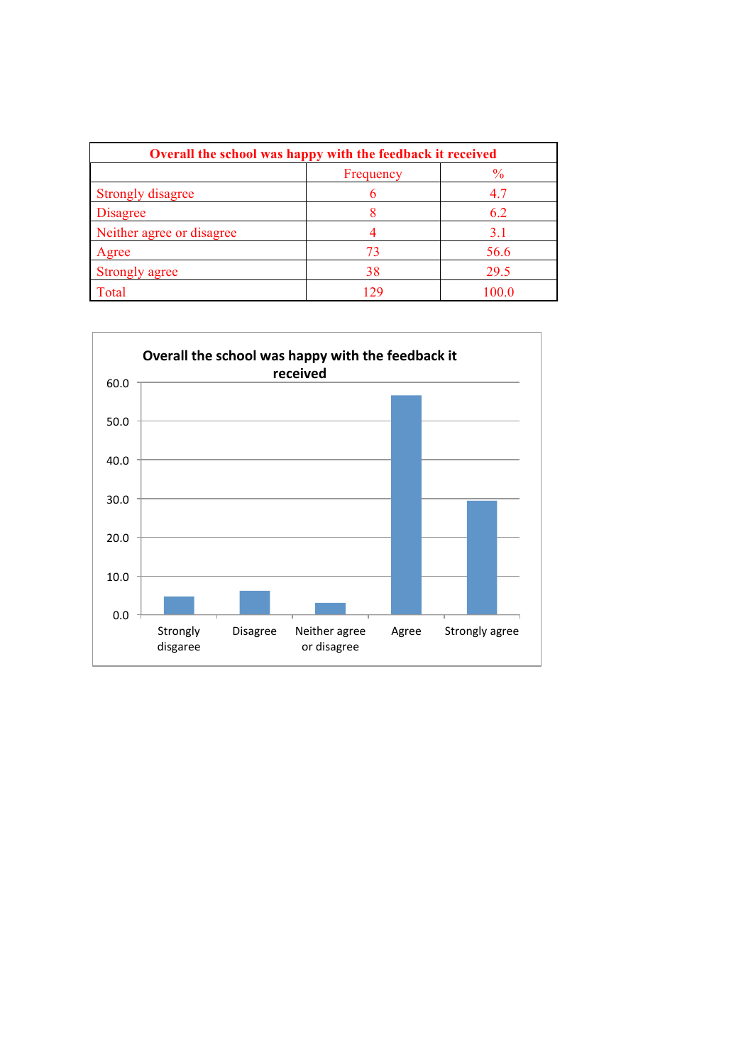| Overall the school was happy with the feedback it received | | |
|---|---|---|
| | Frequency | % |
| Strongly disagree | 6 | 4.7 |
| Disagree | 8 | 6.2 |
| Neither agree or disagree | 4 | 3.1 |
| Agree | 73 | 56.6 |
| Strongly agree | 38 | 29.5 |
| Total | 129 | 100.0 |

**Overall the school was happy with the feedback it received**

| Response | % |
|---|---|
| Strongly disagree | 4.7 |
| Disagree | 6.2 |
| Neither agree or disagree | 3.1 |
| Agree | 56.6 |
| Strongly agree | 29.5 |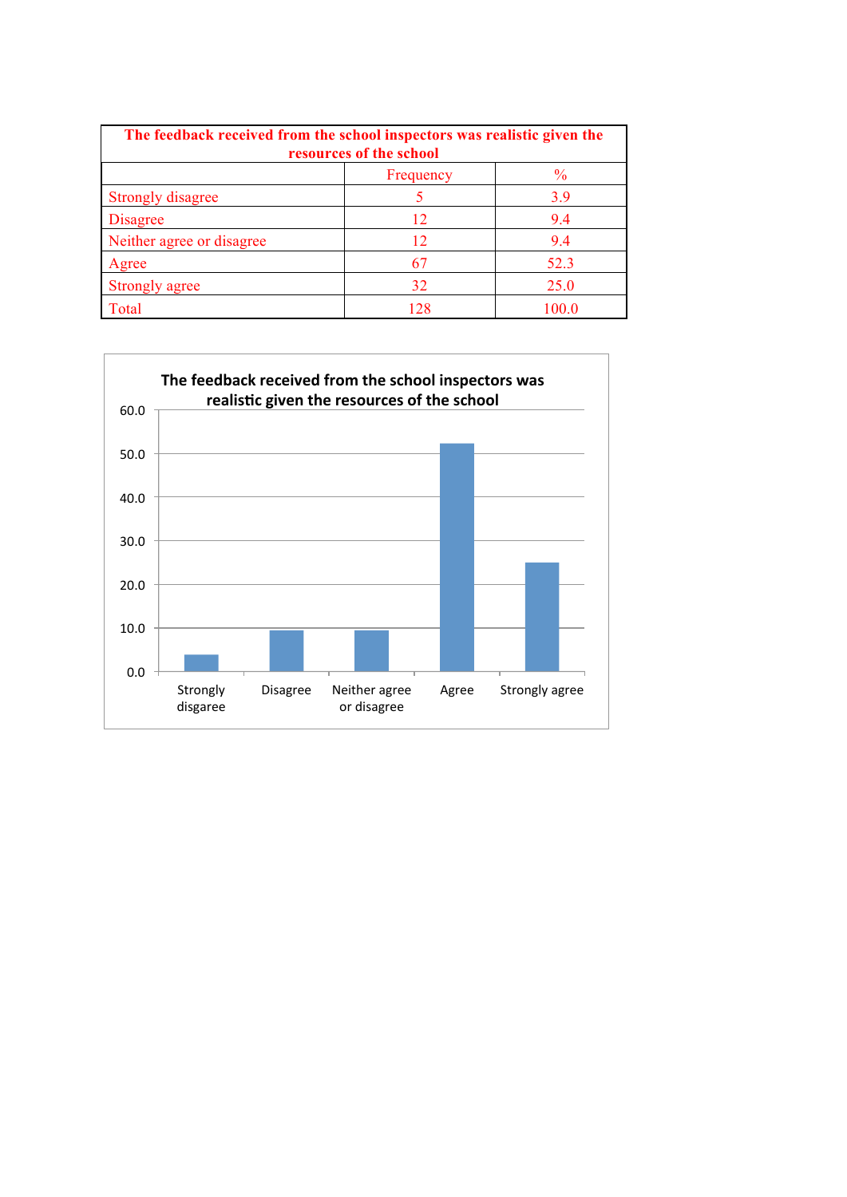| The feedback received from the school inspectors was realistic given the resources of the school | | |
|---|---|---|
| | Frequency | % |
| Strongly disagree | 5 | 3.9 |
| Disagree | 12 | 9.4 |
| Neither agree or disagree | 12 | 9.4 |
| Agree | 67 | 52.3 |
| Strongly agree | 32 | 25.0 |
| Total | 128 | 100.0 |

**The feedback received from the school inspectors was realistic given the resources of the school**

| Response | % |
|---|---|
| Strongly disgaree | 3.9 |
| Disagree | 9.4 |
| Neither agree or disagree | 9.4 |
| Agree | 52.3 |
| Strongly agree | 25.0 |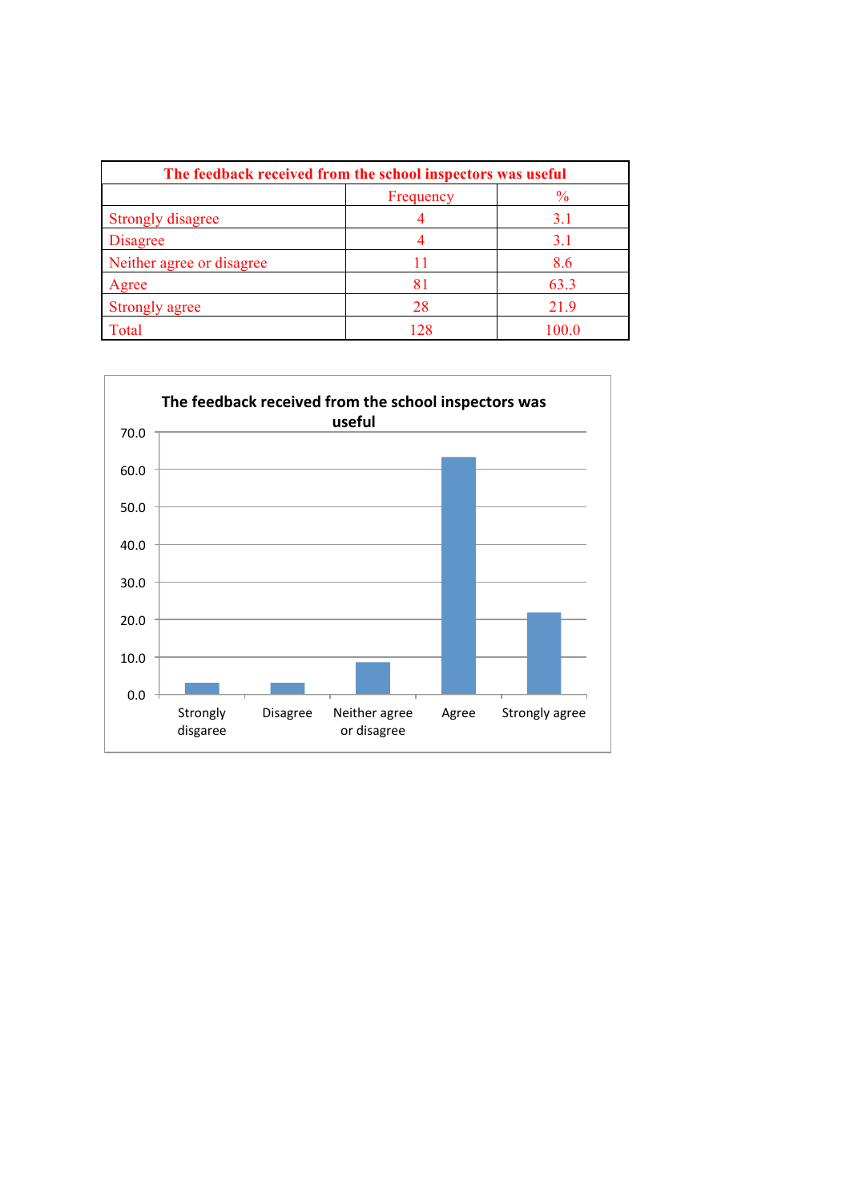| The feedback received from the school inspectors was useful | | |
|---|---|---|
| | Frequency | % |
| Strongly disagree | 4 | 3.1 |
| Disagree | 4 | 3.1 |
| Neither agree or disagree | 11 | 8.6 |
| Agree | 81 | 63.3 |
| Strongly agree | 28 | 21.9 |
| Total | 128 | 100.0 |

**The feedback received from the school inspectors was useful**

| | % |
|---|---|
| Strongly disgaree | 3.1 |
| Disagree | 3.1 |
| Neither agree or disagree | 8.6 |
| Agree | 63.3 |
| Strongly agree | 21.9 |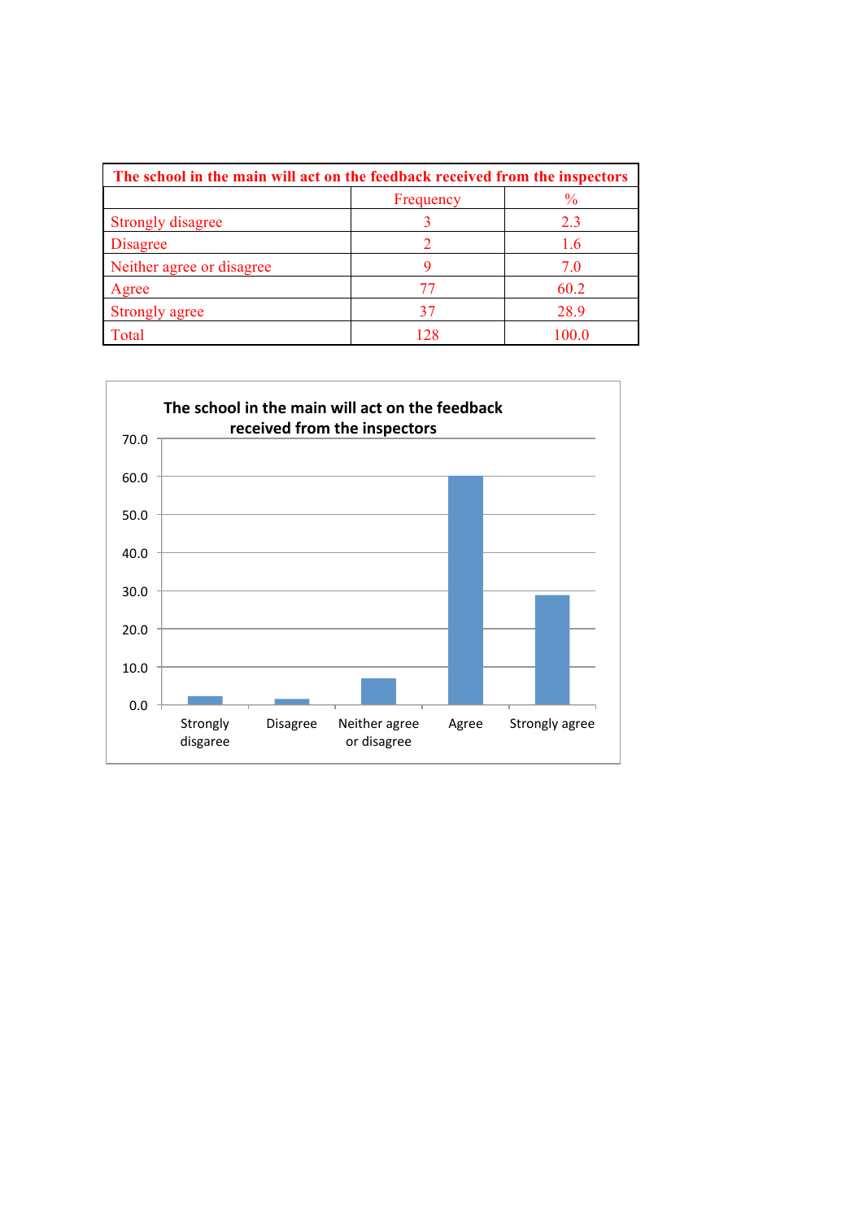| The school in the main will act on the feedback received from the inspectors | | |
|---|---|---|
| | Frequency | % |
| Strongly disagree | 3 | 2.3 |
| Disagree | 2 | 1.6 |
| Neither agree or disagree | 9 | 7.0 |
| Agree | 77 | 60.2 |
| Strongly agree | 37 | 28.9 |
| Total | 128 | 100.0 |

**The school in the main will act on the feedback received from the inspectors**

| Response | % |
|---|---|
| Strongly disgaree | 2.3 |
| Disagree | 1.6 |
| Neither agree or disagree | 7.0 |
| Agree | 60.2 |
| Strongly agree | 28.9 |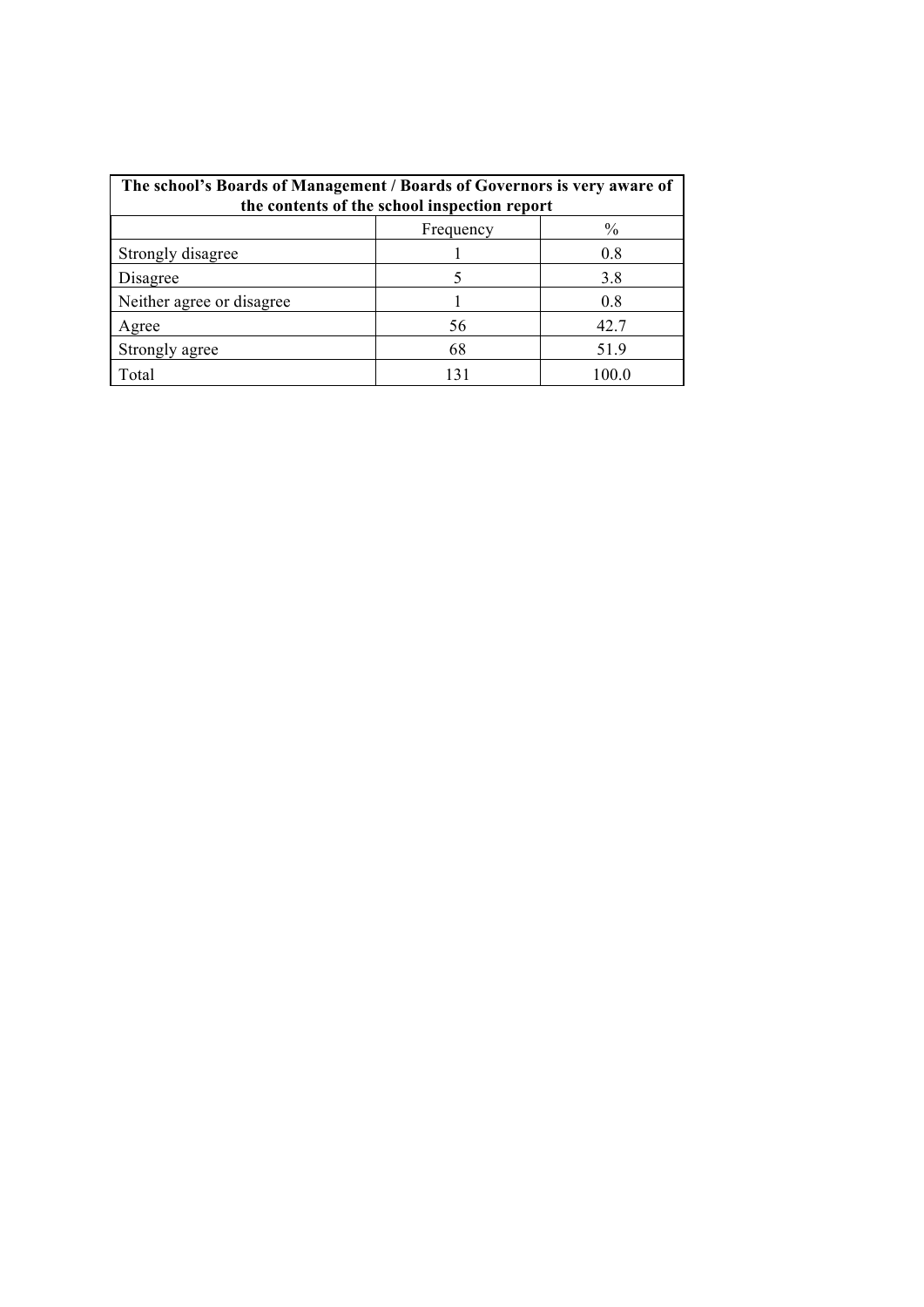| The school's Boards of Management / Boards of Governors is very aware of the contents of the school inspection report | | |
|---|---|---|
| | Frequency | % |
| Strongly disagree | 1 | 0.8 |
| Disagree | 5 | 3.8 |
| Neither agree or disagree | 1 | 0.8 |
| Agree | 56 | 42.7 |
| Strongly agree | 68 | 51.9 |
| Total | 131 | 100.0 |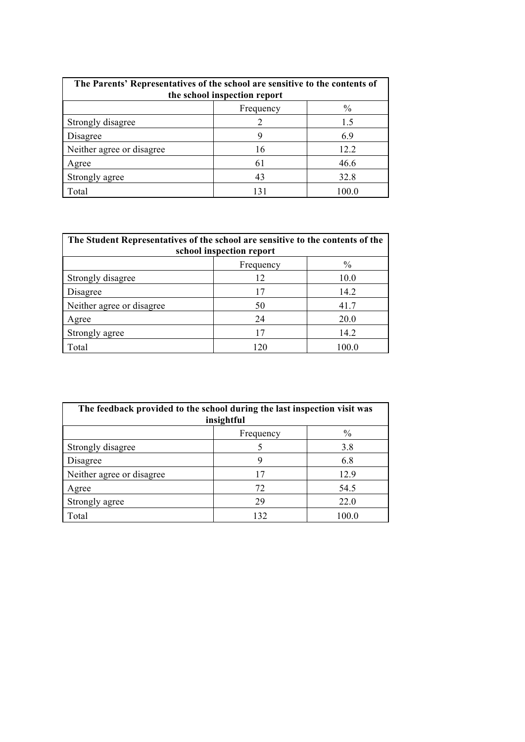| The Parents' Representatives of the school are sensitive to the contents of the school inspection report | | |
|---|---|---|
| | Frequency | % |
| Strongly disagree | 2 | 1.5 |
| Disagree | 9 | 6.9 |
| Neither agree or disagree | 16 | 12.2 |
| Agree | 61 | 46.6 |
| Strongly agree | 43 | 32.8 |
| Total | 131 | 100.0 |

| The Student Representatives of the school are sensitive to the contents of the school inspection report | | |
|---|---|---|
| | Frequency | % |
| Strongly disagree | 12 | 10.0 |
| Disagree | 17 | 14.2 |
| Neither agree or disagree | 50 | 41.7 |
| Agree | 24 | 20.0 |
| Strongly agree | 17 | 14.2 |
| Total | 120 | 100.0 |

| The feedback provided to the school during the last inspection visit was insightful | | |
|---|---|---|
| | Frequency | % |
| Strongly disagree | 5 | 3.8 |
| Disagree | 9 | 6.8 |
| Neither agree or disagree | 17 | 12.9 |
| Agree | 72 | 54.5 |
| Strongly agree | 29 | 22.0 |
| Total | 132 | 100.0 |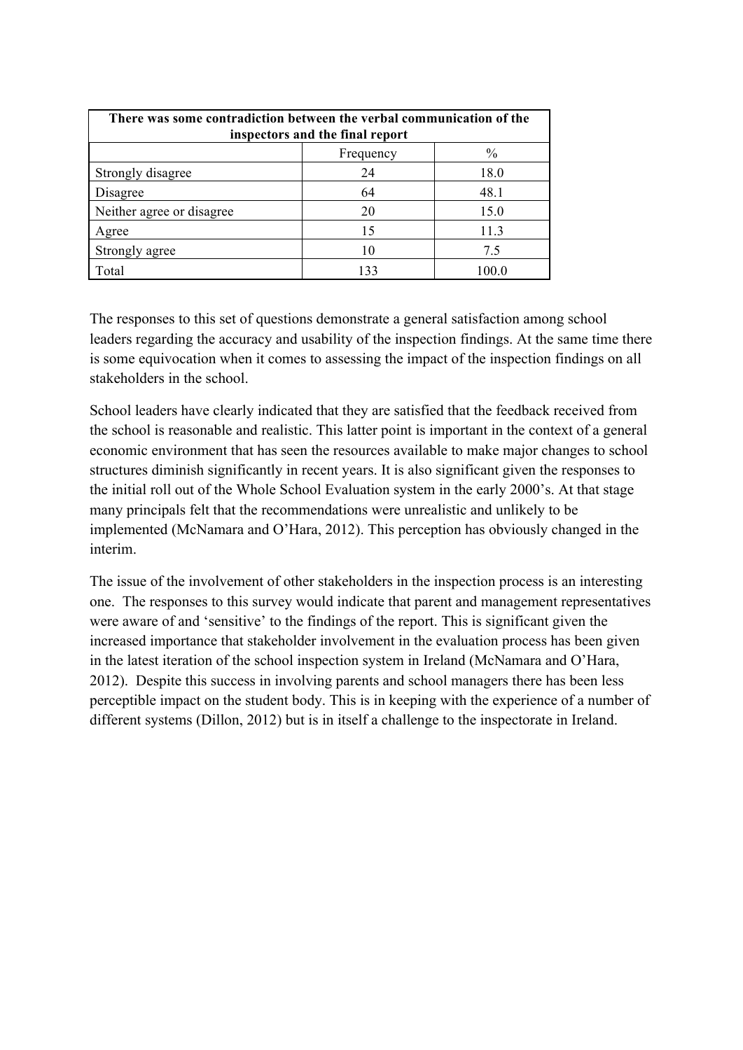| There was some contradiction between the verbal communication of the inspectors and the final report | | |
|---|---|---|
| | Frequency | % |
| Strongly disagree | 24 | 18.0 |
| Disagree | 64 | 48.1 |
| Neither agree or disagree | 20 | 15.0 |
| Agree | 15 | 11.3 |
| Strongly agree | 10 | 7.5 |
| Total | 133 | 100.0 |

The responses to this set of questions demonstrate a general satisfaction among school leaders regarding the accuracy and usability of the inspection findings. At the same time there is some equivocation when it comes to assessing the impact of the inspection findings on all stakeholders in the school.

School leaders have clearly indicated that they are satisfied that the feedback received from the school is reasonable and realistic. This latter point is important in the context of a general economic environment that has seen the resources available to make major changes to school structures diminish significantly in recent years. It is also significant given the responses to the initial roll out of the Whole School Evaluation system in the early 2000's. At that stage many principals felt that the recommendations were unrealistic and unlikely to be implemented (McNamara and O'Hara, 2012). This perception has obviously changed in the interim.

The issue of the involvement of other stakeholders in the inspection process is an interesting one. The responses to this survey would indicate that parent and management representatives were aware of and 'sensitive' to the findings of the report. This is significant given the increased importance that stakeholder involvement in the evaluation process has been given in the latest iteration of the school inspection system in Ireland (McNamara and O'Hara, 2012). Despite this success in involving parents and school managers there has been less perceptible impact on the student body. This is in keeping with the experience of a number of different systems (Dillon, 2012) but is in itself a challenge to the inspectorate in Ireland.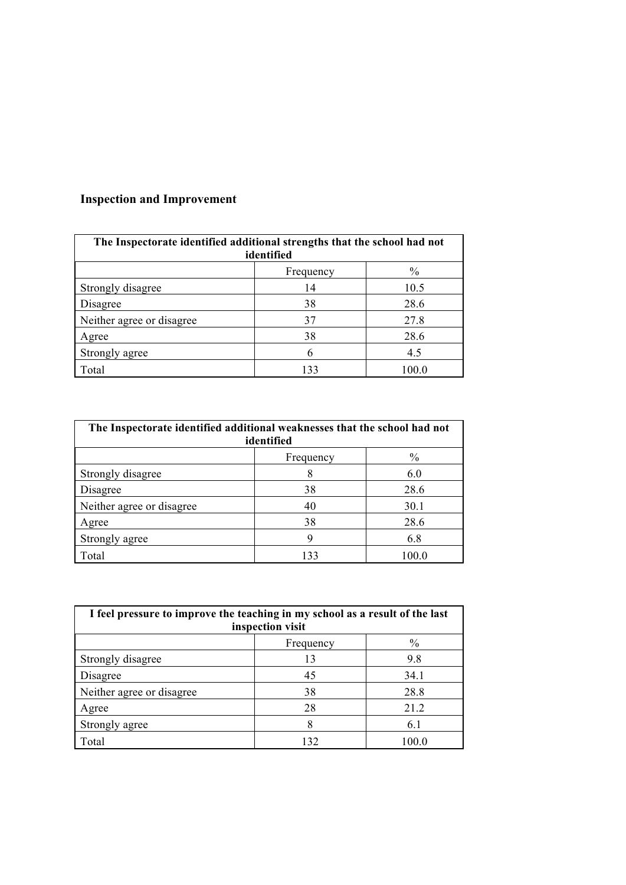## Inspection and Improvement

| The Inspectorate identified additional strengths that the school had not identified | | |
|---|---|---|
| | Frequency | % |
| Strongly disagree | 14 | 10.5 |
| Disagree | 38 | 28.6 |
| Neither agree or disagree | 37 | 27.8 |
| Agree | 38 | 28.6 |
| Strongly agree | 6 | 4.5 |
| Total | 133 | 100.0 |

| The Inspectorate identified additional weaknesses that the school had not identified | | |
|---|---|---|
| | Frequency | % |
| Strongly disagree | 8 | 6.0 |
| Disagree | 38 | 28.6 |
| Neither agree or disagree | 40 | 30.1 |
| Agree | 38 | 28.6 |
| Strongly agree | 9 | 6.8 |
| Total | 133 | 100.0 |

| I feel pressure to improve the teaching in my school as a result of the last inspection visit | | |
|---|---|---|
| | Frequency | % |
| Strongly disagree | 13 | 9.8 |
| Disagree | 45 | 34.1 |
| Neither agree or disagree | 38 | 28.8 |
| Agree | 28 | 21.2 |
| Strongly agree | 8 | 6.1 |
| Total | 132 | 100.0 |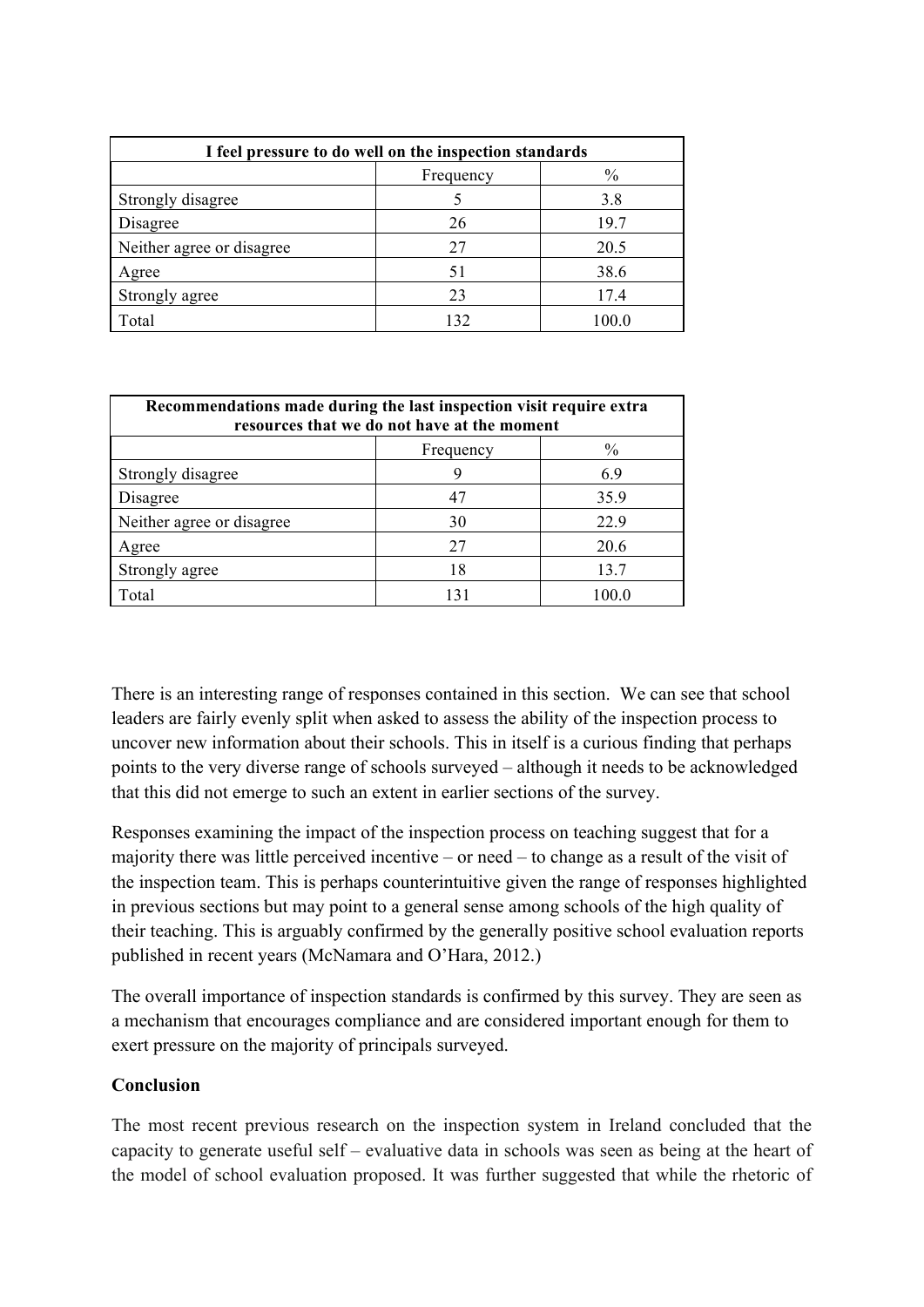| I feel pressure to do well on the inspection standards | | |
|---|---|---|
| | Frequency | % |
| Strongly disagree | 5 | 3.8 |
| Disagree | 26 | 19.7 |
| Neither agree or disagree | 27 | 20.5 |
| Agree | 51 | 38.6 |
| Strongly agree | 23 | 17.4 |
| Total | 132 | 100.0 |

| Recommendations made during the last inspection visit require extra resources that we do not have at the moment | | |
|---|---|---|
| | Frequency | % |
| Strongly disagree | 9 | 6.9 |
| Disagree | 47 | 35.9 |
| Neither agree or disagree | 30 | 22.9 |
| Agree | 27 | 20.6 |
| Strongly agree | 18 | 13.7 |
| Total | 131 | 100.0 |

There is an interesting range of responses contained in this section. We can see that school leaders are fairly evenly split when asked to assess the ability of the inspection process to uncover new information about their schools. This in itself is a curious finding that perhaps points to the very diverse range of schools surveyed – although it needs to be acknowledged that this did not emerge to such an extent in earlier sections of the survey.

Responses examining the impact of the inspection process on teaching suggest that for a majority there was little perceived incentive – or need – to change as a result of the visit of the inspection team. This is perhaps counterintuitive given the range of responses highlighted in previous sections but may point to a general sense among schools of the high quality of their teaching. This is arguably confirmed by the generally positive school evaluation reports published in recent years (McNamara and O'Hara, 2012.)

The overall importance of inspection standards is confirmed by this survey. They are seen as a mechanism that encourages compliance and are considered important enough for them to exert pressure on the majority of principals surveyed.

**Conclusion**

The most recent previous research on the inspection system in Ireland concluded that the capacity to generate useful self – evaluative data in schools was seen as being at the heart of the model of school evaluation proposed. It was further suggested that while the rhetoric of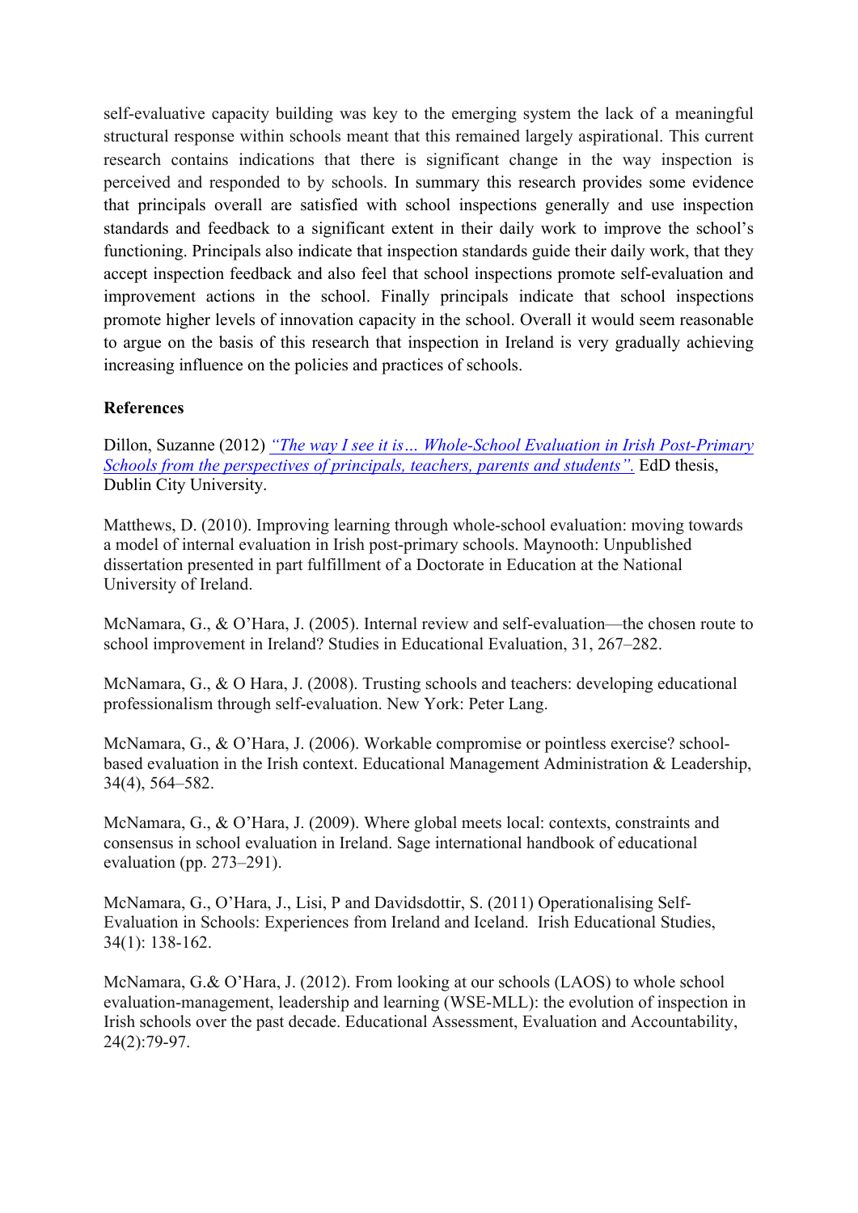self-evaluative capacity building was key to the emerging system the lack of a meaningful structural response within schools meant that this remained largely aspirational. This current research contains indications that there is significant change in the way inspection is perceived and responded to by schools. In summary this research provides some evidence that principals overall are satisfied with school inspections generally and use inspection standards and feedback to a significant extent in their daily work to improve the school's functioning. Principals also indicate that inspection standards guide their daily work, that they accept inspection feedback and also feel that school inspections promote self-evaluation and improvement actions in the school. Finally principals indicate that school inspections promote higher levels of innovation capacity in the school. Overall it would seem reasonable to argue on the basis of this research that inspection in Ireland is very gradually achieving increasing influence on the policies and practices of schools.

**References**

Dillon, Suzanne (2012) *"The way I see it is… Whole-School Evaluation in Irish Post-Primary Schools from the perspectives of principals, teachers, parents and students".* EdD thesis, Dublin City University.

Matthews, D. (2010). Improving learning through whole-school evaluation: moving towards a model of internal evaluation in Irish post-primary schools. Maynooth: Unpublished dissertation presented in part fulfillment of a Doctorate in Education at the National University of Ireland.

McNamara, G., & O'Hara, J. (2005). Internal review and self-evaluation—the chosen route to school improvement in Ireland? Studies in Educational Evaluation, 31, 267–282.

McNamara, G., & O Hara, J. (2008). Trusting schools and teachers: developing educational professionalism through self-evaluation. New York: Peter Lang.

McNamara, G., & O'Hara, J. (2006). Workable compromise or pointless exercise? school-based evaluation in the Irish context. Educational Management Administration & Leadership, 34(4), 564–582.

McNamara, G., & O'Hara, J. (2009). Where global meets local: contexts, constraints and consensus in school evaluation in Ireland. Sage international handbook of educational evaluation (pp. 273–291).

McNamara, G., O'Hara, J., Lisi, P and Davidsdottir, S. (2011) Operationalising Self-Evaluation in Schools: Experiences from Ireland and Iceland. Irish Educational Studies, 34(1): 138-162.

McNamara, G.& O'Hara, J. (2012). From looking at our schools (LAOS) to whole school evaluation-management, leadership and learning (WSE-MLL): the evolution of inspection in Irish schools over the past decade. Educational Assessment, Evaluation and Accountability, 24(2):79-97.